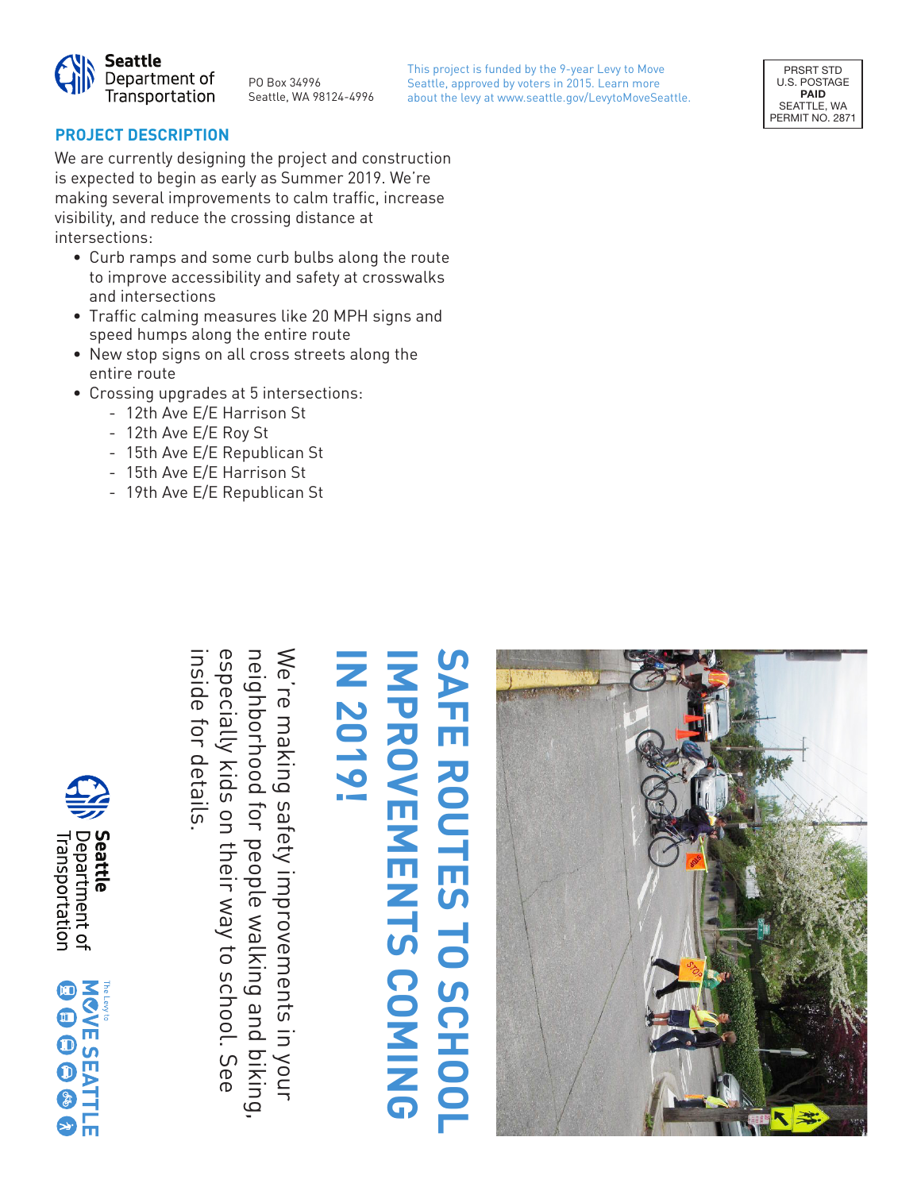Seattle Department of Transportation

PO Box 34996
Seattle, WA 98124-4996

This project is funded by the 9-year Levy to Move Seattle, approved by voters in 2015. Learn more about the levy at www.seattle.gov/LevytoMoveSeattle.

PRSRT STD
U.S. POSTAGE
**PAID**
SEATTLE, WA
PERMIT NO. 2871

## PROJECT DESCRIPTION

We are currently designing the project and construction is expected to begin as early as Summer 2019. We're making several improvements to calm traffic, increase visibility, and reduce the crossing distance at intersections:

- Curb ramps and some curb bulbs along the route to improve accessibility and safety at crosswalks and intersections
- Traffic calming measures like 20 MPH signs and speed humps along the entire route
- New stop signs on all cross streets along the entire route
- Crossing upgrades at 5 intersections:
  - 12th Ave E/E Harrison St
  - 12th Ave E/E Roy St
  - 15th Ave E/E Republican St
  - 15th Ave E/E Harrison St
  - 19th Ave E/E Republican St

# SAFE ROUTES TO SCHOOL IMPROVEMENTS COMING IN 2019!

We're making safety improvements in your neighborhood for people walking and biking, especially kids on their way to school. See inside for details.

Seattle Department of Transportation

The Levy to MOVE SEATTLE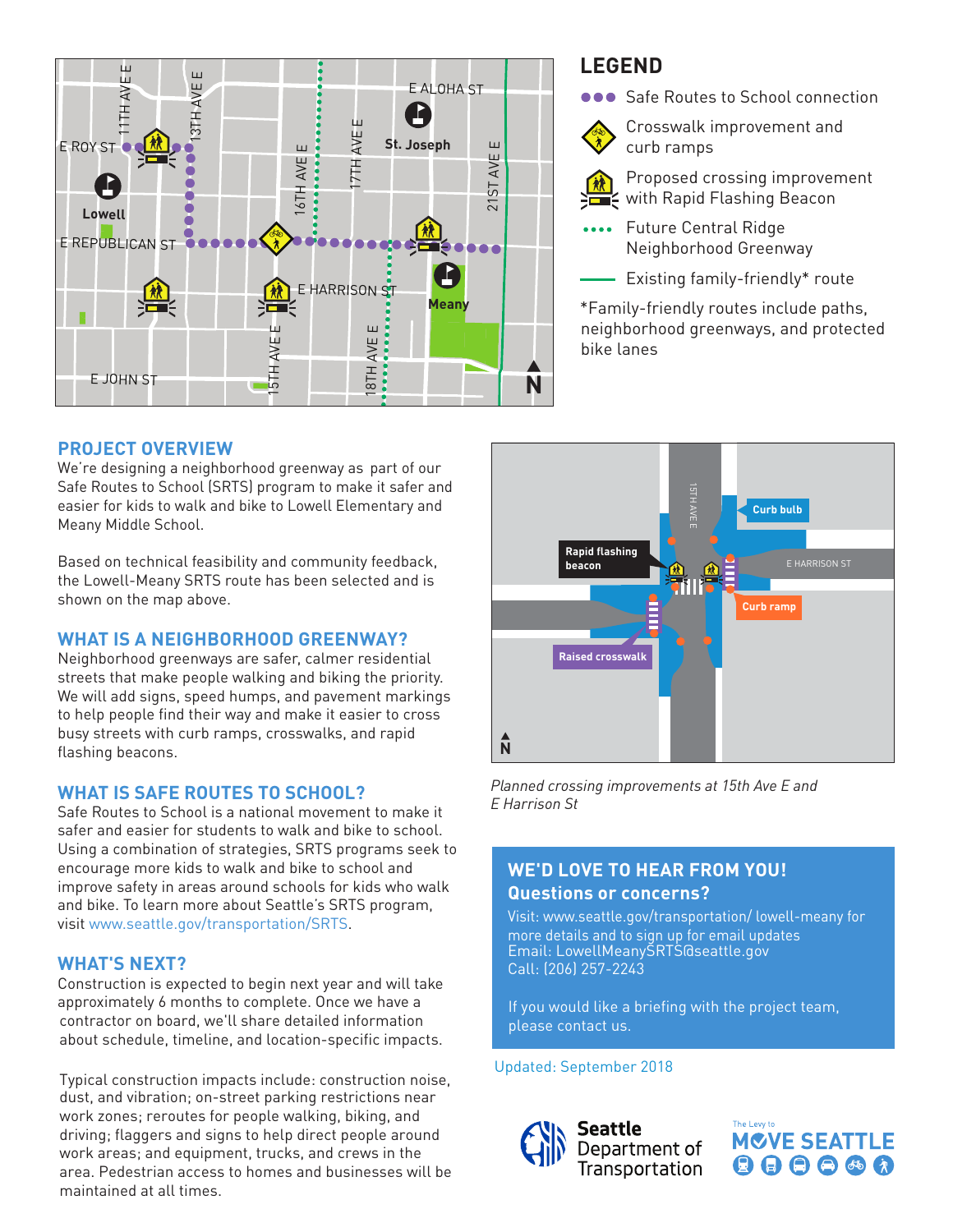E ALOHA ST
St. Joseph
E ROY ST
11TH AVE E
13TH AVE E
16TH AVE E
17TH AVE E
21ST AVE E
Lowell
E REPUBLICAN ST
E HARRISON ST
Meany
15TH AVE E
18TH AVE E
E JOHN ST
N

## LEGEND

- Safe Routes to School connection
- Crosswalk improvement and curb ramps
- Proposed crossing improvement with Rapid Flashing Beacon
- Future Central Ridge Neighborhood Greenway
- Existing family-friendly* route

*Family-friendly routes include paths, neighborhood greenways, and protected bike lanes

## PROJECT OVERVIEW

We're designing a neighborhood greenway as part of our Safe Routes to School (SRTS) program to make it safer and easier for kids to walk and bike to Lowell Elementary and Meany Middle School.

Based on technical feasibility and community feedback, the Lowell-Meany SRTS route has been selected and is shown on the map above.

## WHAT IS A NEIGHBORHOOD GREENWAY?

Neighborhood greenways are safer, calmer residential streets that make people walking and biking the priority. We will add signs, speed humps, and pavement markings to help people find their way and make it easier to cross busy streets with curb ramps, crosswalks, and rapid flashing beacons.

## WHAT IS SAFE ROUTES TO SCHOOL?

Safe Routes to School is a national movement to make it safer and easier for students to walk and bike to school. Using a combination of strategies, SRTS programs seek to encourage more kids to walk and bike to school and improve safety in areas around schools for kids who walk and bike. To learn more about Seattle's SRTS program, visit www.seattle.gov/transportation/SRTS.

## WHAT'S NEXT?

Construction is expected to begin next year and will take approximately 6 months to complete. Once we have a contractor on board, we'll share detailed information about schedule, timeline, and location-specific impacts.

Typical construction impacts include: construction noise, dust, and vibration; on-street parking restrictions near work zones; reroutes for people walking, biking, and driving; flaggers and signs to help direct people around work areas; and equipment, trucks, and crews in the area. Pedestrian access to homes and businesses will be maintained at all times.

15TH AVE E
Curb bulb
Rapid flashing beacon
E HARRISON ST
Curb ramp
Raised crosswalk
N

*Planned crossing improvements at 15th Ave E and E Harrison St*

## WE'D LOVE TO HEAR FROM YOU!
### Questions or concerns?

Visit: www.seattle.gov/transportation/ lowell-meany for more details and to sign up for email updates
Email: LowellMeanySRTS@seattle.gov
Call: (206) 257-2243

If you would like a briefing with the project team, please contact us.

Updated: September 2018

Seattle Department of Transportation

The Levy to MOVE SEATTLE